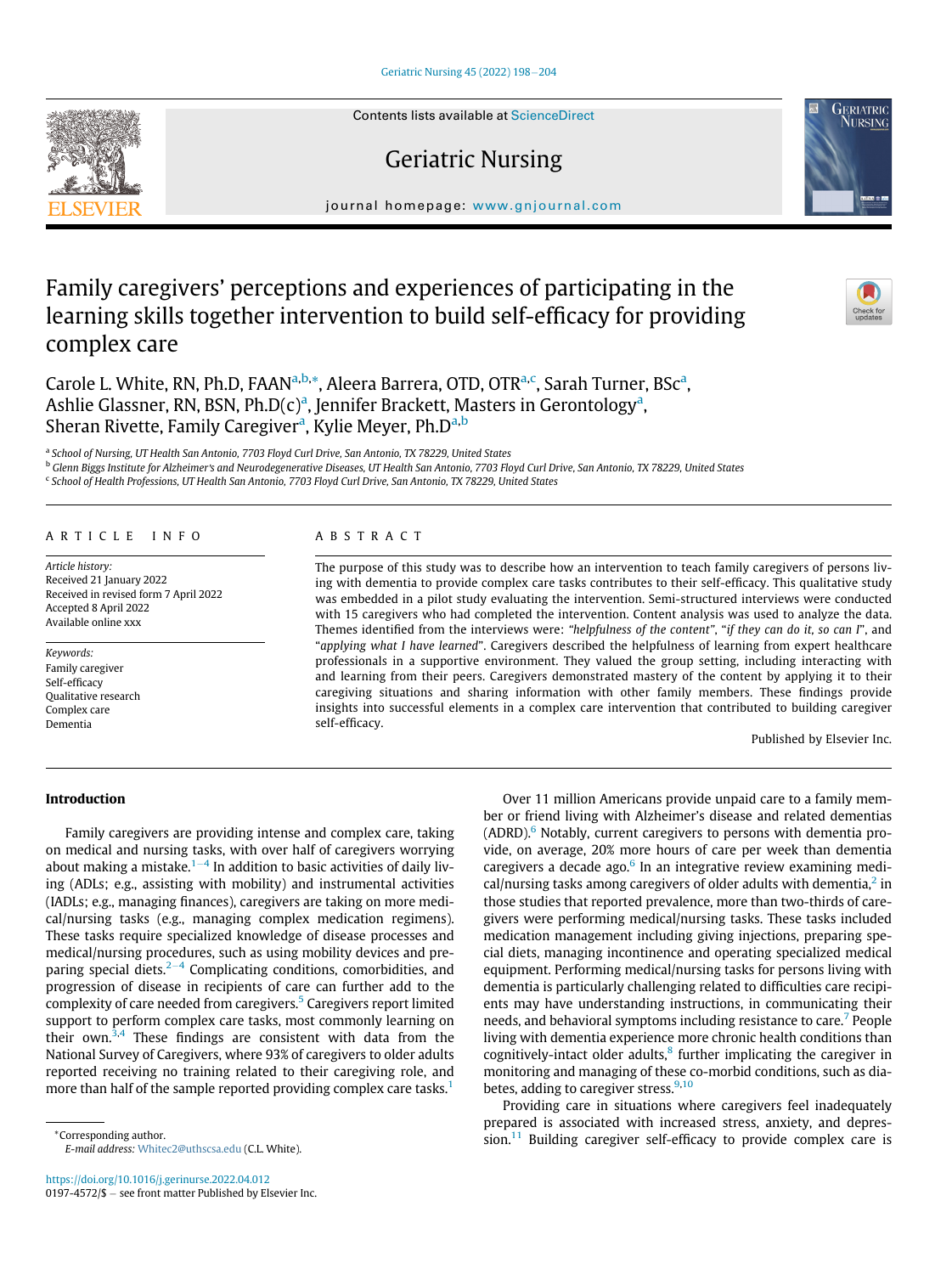# Family caregivers' perceptions and experiences of participating in the learning skills together intervention to build self-efficacy for providing complex care

Carole L. White, RN, Ph.D, FAAN[a,b,*], Aleera Barrera, OTD, OTR[a,c], Sarah Turner, BSc[a], Ashlie Glassner, RN, BSN, Ph.D(c)[a], Jennifer Brackett, Masters in Gerontology[a], Sheran Rivette, Family Caregiver[a], Kylie Meyer, Ph.D[a,b]

[a] School of Nursing, UT Health San Antonio, 7703 Floyd Curl Drive, San Antonio, TX 78229, United States
[b] Glenn Biggs Institute for Alzheimer's and Neurodegenerative Diseases, UT Health San Antonio, 7703 Floyd Curl Drive, San Antonio, TX 78229, United States
[c] School of Health Professions, UT Health San Antonio, 7703 Floyd Curl Drive, San Antonio, TX 78229, United States

## ARTICLE INFO

*Article history:*
Received 21 January 2022
Received in revised form 7 April 2022
Accepted 8 April 2022
Available online xxx

*Keywords:*
Family caregiver
Self-efficacy
Qualitative research
Complex care
Dementia

## ABSTRACT

The purpose of this study was to describe how an intervention to teach family caregivers of persons living with dementia to provide complex care tasks contributes to their self-efficacy. This qualitative study was embedded in a pilot study evaluating the intervention. Semi-structured interviews were conducted with 15 caregivers who had completed the intervention. Content analysis was used to analyze the data. Themes identified from the interviews were: *"helpfulness of the content"*, "*if they can do it, so can I*", and "*applying what I have learned*". Caregivers described the helpfulness of learning from expert healthcare professionals in a supportive environment. They valued the group setting, including interacting with and learning from their peers. Caregivers demonstrated mastery of the content by applying it to their caregiving situations and sharing information with other family members. These findings provide insights into successful elements in a complex care intervention that contributed to building caregiver self-efficacy.

Published by Elsevier Inc.

## Introduction

Family caregivers are providing intense and complex care, taking on medical and nursing tasks, with over half of caregivers worrying about making a mistake.[1–4] In addition to basic activities of daily living (ADLs; e.g., assisting with mobility) and instrumental activities (IADLs; e.g., managing finances), caregivers are taking on more medical/nursing tasks (e.g., managing complex medication regimens). These tasks require specialized knowledge of disease processes and medical/nursing procedures, such as using mobility devices and preparing special diets.[2–4] Complicating conditions, comorbidities, and progression of disease in recipients of care can further add to the complexity of care needed from caregivers.[5] Caregivers report limited support to perform complex care tasks, most commonly learning on their own.[3,4] These findings are consistent with data from the National Survey of Caregivers, where 93% of caregivers to older adults reported receiving no training related to their caregiving role, and more than half of the sample reported providing complex care tasks.[1]

Over 11 million Americans provide unpaid care to a family member or friend living with Alzheimer's disease and related dementias (ADRD).[6] Notably, current caregivers to persons with dementia provide, on average, 20% more hours of care per week than dementia caregivers a decade ago.[6] In an integrative review examining medical/nursing tasks among caregivers of older adults with dementia,[2] in those studies that reported prevalence, more than two-thirds of caregivers were performing medical/nursing tasks. These tasks included medication management including giving injections, preparing special diets, managing incontinence and operating specialized medical equipment. Performing medical/nursing tasks for persons living with dementia is particularly challenging related to difficulties care recipients may have understanding instructions, in communicating their needs, and behavioral symptoms including resistance to care.[7] People living with dementia experience more chronic health conditions than cognitively-intact older adults,[8] further implicating the caregiver in monitoring and managing of these co-morbid conditions, such as diabetes, adding to caregiver stress.[9,10]

Providing care in situations where caregivers feel inadequately prepared is associated with increased stress, anxiety, and depression.[11] Building caregiver self-efficacy to provide complex care is

*Corresponding author.
E-mail address: Whitec2@uthscsa.edu (C.L. White).

https://doi.org/10.1016/j.gerinurse.2022.04.012
0197-4572/$ – see front matter Published by Elsevier Inc.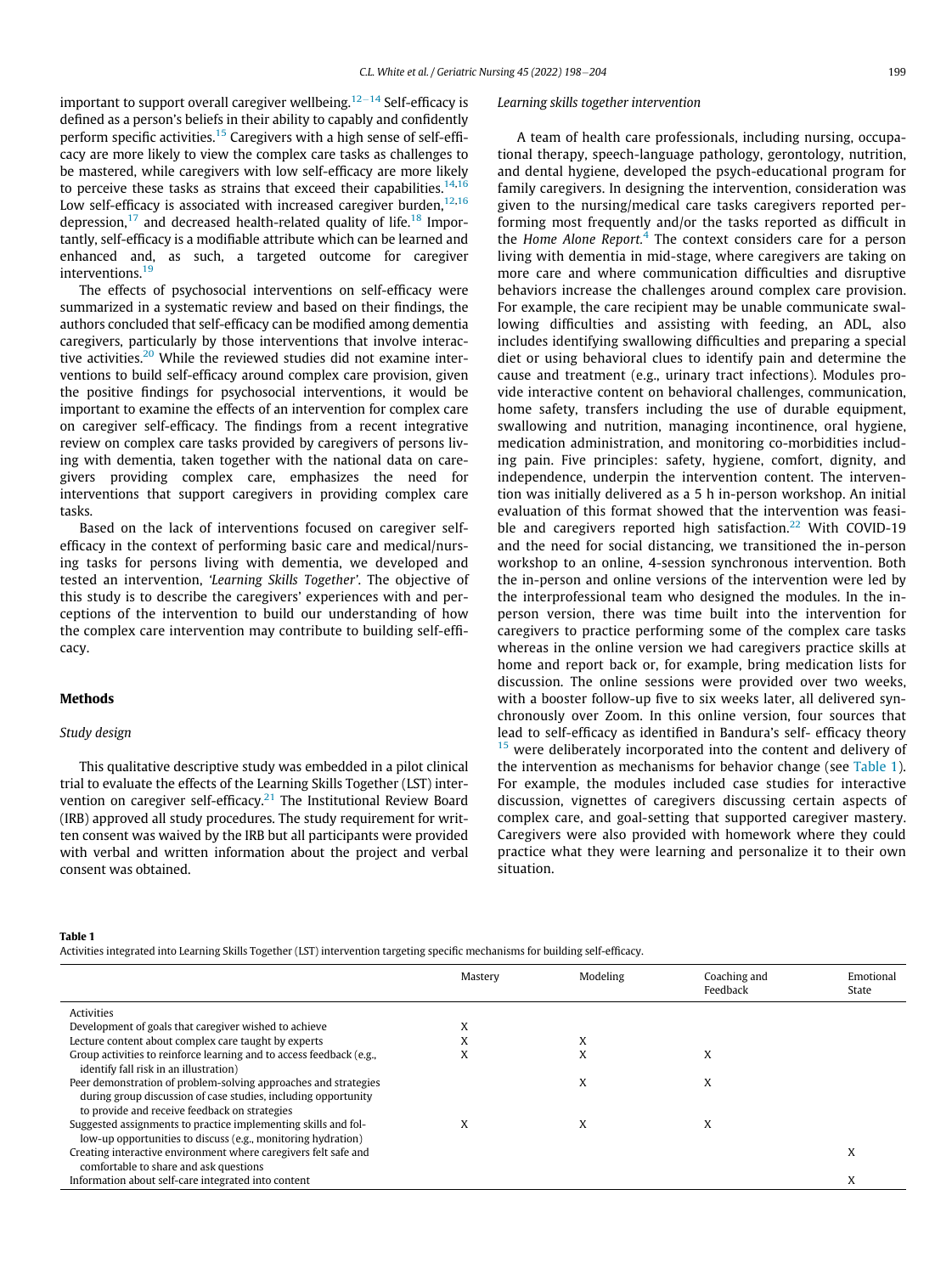important to support overall caregiver wellbeing.[12–14] Self-efficacy is defined as a person's beliefs in their ability to capably and confidently perform specific activities.[15] Caregivers with a high sense of self-efficacy are more likely to view the complex care tasks as challenges to be mastered, while caregivers with low self-efficacy are more likely to perceive these tasks as strains that exceed their capabilities.[14,16] Low self-efficacy is associated with increased caregiver burden,[12,16] depression,[17] and decreased health-related quality of life.[18] Importantly, self-efficacy is a modifiable attribute which can be learned and enhanced and, as such, a targeted outcome for caregiver interventions.[19]

The effects of psychosocial interventions on self-efficacy were summarized in a systematic review and based on their findings, the authors concluded that self-efficacy can be modified among dementia caregivers, particularly by those interventions that involve interactive activities.[20] While the reviewed studies did not examine interventions to build self-efficacy around complex care provision, given the positive findings for psychosocial interventions, it would be important to examine the effects of an intervention for complex care on caregiver self-efficacy. The findings from a recent integrative review on complex care tasks provided by caregivers of persons living with dementia, taken together with the national data on caregivers providing complex care, emphasizes the need for interventions that support caregivers in providing complex care tasks.

Based on the lack of interventions focused on caregiver self-efficacy in the context of performing basic care and medical/nursing tasks for persons living with dementia, we developed and tested an intervention, *'Learning Skills Together'*. The objective of this study is to describe the caregivers' experiences with and perceptions of the intervention to build our understanding of how the complex care intervention may contribute to building self-efficacy.

## Methods

### *Study design*

This qualitative descriptive study was embedded in a pilot clinical trial to evaluate the effects of the Learning Skills Together (LST) intervention on caregiver self-efficacy.[21] The Institutional Review Board (IRB) approved all study procedures. The study requirement for written consent was waived by the IRB but all participants were provided with verbal and written information about the project and verbal consent was obtained.

### *Learning skills together intervention*

A team of health care professionals, including nursing, occupational therapy, speech-language pathology, gerontology, nutrition, and dental hygiene, developed the psych-educational program for family caregivers. In designing the intervention, consideration was given to the nursing/medical care tasks caregivers reported performing most frequently and/or the tasks reported as difficult in the *Home Alone Report.*[4] The context considers care for a person living with dementia in mid-stage, where caregivers are taking on more care and where communication difficulties and disruptive behaviors increase the challenges around complex care provision. For example, the care recipient may be unable communicate swallowing difficulties and assisting with feeding, an ADL, also includes identifying swallowing difficulties and preparing a special diet or using behavioral clues to identify pain and determine the cause and treatment (e.g., urinary tract infections). Modules provide interactive content on behavioral challenges, communication, home safety, transfers including the use of durable equipment, swallowing and nutrition, managing incontinence, oral hygiene, medication administration, and monitoring co-morbidities including pain. Five principles: safety, hygiene, comfort, dignity, and independence, underpin the intervention content. The intervention was initially delivered as a 5 h in-person workshop. An initial evaluation of this format showed that the intervention was feasible and caregivers reported high satisfaction.[22] With COVID-19 and the need for social distancing, we transitioned the in-person workshop to an online, 4-session synchronous intervention. Both the in-person and online versions of the intervention were led by the interprofessional team who designed the modules. In the in-person version, there was time built into the intervention for caregivers to practice performing some of the complex care tasks whereas in the online version we had caregivers practice skills at home and report back or, for example, bring medication lists for discussion. The online sessions were provided over two weeks, with a booster follow-up five to six weeks later, all delivered synchronously over Zoom. In this online version, four sources that lead to self-efficacy as identified in Bandura's self- efficacy theory [15] were deliberately incorporated into the content and delivery of the intervention as mechanisms for behavior change (see Table 1). For example, the modules included case studies for interactive discussion, vignettes of caregivers discussing certain aspects of complex care, and goal-setting that supported caregiver mastery. Caregivers were also provided with homework where they could practice what they were learning and personalize it to their own situation.

**Table 1**
Activities integrated into Learning Skills Together (LST) intervention targeting specific mechanisms for building self-efficacy.

| | Mastery | Modeling | Coaching and Feedback | Emotional State |
|---|---|---|---|---|
| Activities | | | | |
| Development of goals that caregiver wished to achieve | X | | | |
| Lecture content about complex care taught by experts | X | X | | |
| Group activities to reinforce learning and to access feedback (e.g., identify fall risk in an illustration) | X | X | X | |
| Peer demonstration of problem-solving approaches and strategies during group discussion of case studies, including opportunity to provide and receive feedback on strategies | | X | X | |
| Suggested assignments to practice implementing skills and follow-up opportunities to discuss (e.g., monitoring hydration) | X | X | X | |
| Creating interactive environment where caregivers felt safe and comfortable to share and ask questions | | | | X |
| Information about self-care integrated into content | | | | X |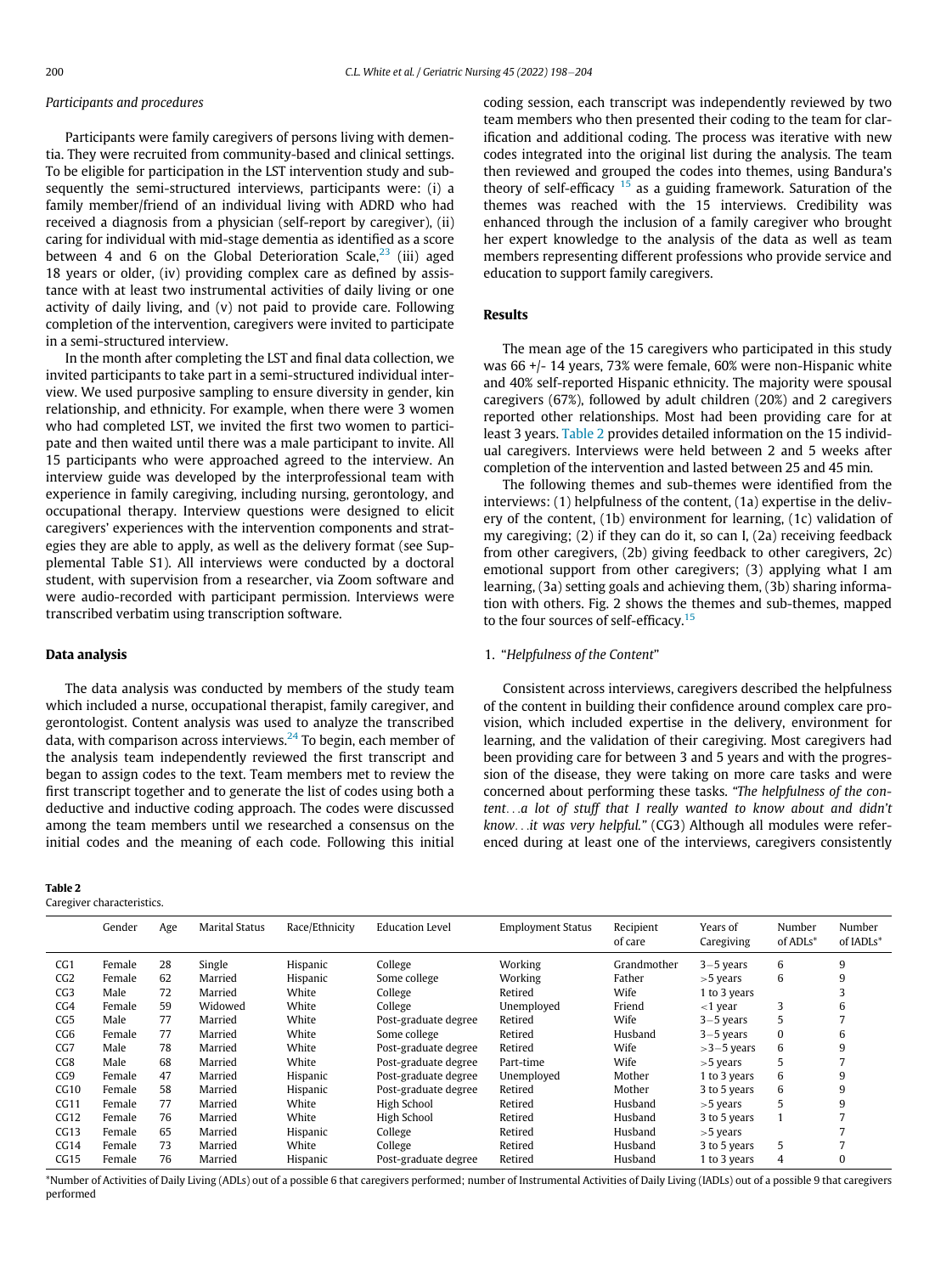### *Participants and procedures*

Participants were family caregivers of persons living with dementia. They were recruited from community-based and clinical settings. To be eligible for participation in the LST intervention study and subsequently the semi-structured interviews, participants were: (i) a family member/friend of an individual living with ADRD who had received a diagnosis from a physician (self-report by caregiver), (ii) caring for individual with mid-stage dementia as identified as a score between 4 and 6 on the Global Deterioration Scale,[23] (iii) aged 18 years or older, (iv) providing complex care as defined by assistance with at least two instrumental activities of daily living or one activity of daily living, and (v) not paid to provide care. Following completion of the intervention, caregivers were invited to participate in a semi-structured interview.

In the month after completing the LST and final data collection, we invited participants to take part in a semi-structured individual interview. We used purposive sampling to ensure diversity in gender, kin relationship, and ethnicity. For example, when there were 3 women who had completed LST, we invited the first two women to participate and then waited until there was a male participant to invite. All 15 participants who were approached agreed to the interview. An interview guide was developed by the interprofessional team with experience in family caregiving, including nursing, gerontology, and occupational therapy. Interview questions were designed to elicit caregivers' experiences with the intervention components and strategies they are able to apply, as well as the delivery format (see Supplemental Table S1). All interviews were conducted by a doctoral student, with supervision from a researcher, via Zoom software and were audio-recorded with participant permission. Interviews were transcribed verbatim using transcription software.

## Data analysis

The data analysis was conducted by members of the study team which included a nurse, occupational therapist, family caregiver, and gerontologist. Content analysis was used to analyze the transcribed data, with comparison across interviews.[24] To begin, each member of the analysis team independently reviewed the first transcript and began to assign codes to the text. Team members met to review the first transcript together and to generate the list of codes using both a deductive and inductive coding approach. The codes were discussed among the team members until we researched a consensus on the initial codes and the meaning of each code. Following this initial coding session, each transcript was independently reviewed by two team members who then presented their coding to the team for clarification and additional coding. The process was iterative with new codes integrated into the original list during the analysis. The team then reviewed and grouped the codes into themes, using Bandura's theory of self-efficacy [15] as a guiding framework. Saturation of the themes was reached with the 15 interviews. Credibility was enhanced through the inclusion of a family caregiver who brought her expert knowledge to the analysis of the data as well as team members representing different professions who provide service and education to support family caregivers.

## Results

The mean age of the 15 caregivers who participated in this study was 66 +/- 14 years, 73% were female, 60% were non-Hispanic white and 40% self-reported Hispanic ethnicity. The majority were spousal caregivers (67%), followed by adult children (20%) and 2 caregivers reported other relationships. Most had been providing care for at least 3 years. Table 2 provides detailed information on the 15 individual caregivers. Interviews were held between 2 and 5 weeks after completion of the intervention and lasted between 25 and 45 min.

The following themes and sub-themes were identified from the interviews: (1) helpfulness of the content, (1a) expertise in the delivery of the content, (1b) environment for learning, (1c) validation of my caregiving; (2) if they can do it, so can I, (2a) receiving feedback from other caregivers, (2b) giving feedback to other caregivers, 2c) emotional support from other caregivers; (3) applying what I am learning, (3a) setting goals and achieving them, (3b) sharing information with others. Fig. 2 shows the themes and sub-themes, mapped to the four sources of self-efficacy.[15]

1. "*Helpfulness of the Content*"

Consistent across interviews, caregivers described the helpfulness of the content in building their confidence around complex care provision, which included expertise in the delivery, environment for learning, and the validation of their caregiving. Most caregivers had been providing care for between 3 and 5 years and with the progression of the disease, they were taking on more care tasks and were concerned about performing these tasks. *"The helpfulness of the content…a lot of stuff that I really wanted to know about and didn't know…it was very helpful."* (CG3) Although all modules were referenced during at least one of the interviews, caregivers consistently

**Table 2**
Caregiver characteristics.

| | Gender | Age | Marital Status | Race/Ethnicity | Education Level | Employment Status | Recipient of care | Years of Caregiving | Number of ADLs* | Number of IADLs* |
|---|---|---|---|---|---|---|---|---|---|---|
| CG1 | Female | 28 | Single | Hispanic | College | Working | Grandmother | 3–5 years | 6 | 9 |
| CG2 | Female | 62 | Married | Hispanic | Some college | Working | Father | >5 years | 6 | 9 |
| CG3 | Male | 72 | Married | White | College | Retired | Wife | 1 to 3 years | | 3 |
| CG4 | Female | 59 | Widowed | White | College | Unemployed | Friend | <1 year | 3 | 6 |
| CG5 | Male | 77 | Married | White | Post-graduate degree | Retired | Wife | 3–5 years | 5 | 7 |
| CG6 | Female | 77 | Married | White | Some college | Retired | Husband | 3–5 years | 0 | 6 |
| CG7 | Male | 78 | Married | White | Post-graduate degree | Retired | Wife | >3–5 years | 6 | 9 |
| CG8 | Male | 68 | Married | White | Post-graduate degree | Part-time | Wife | >5 years | 5 | 7 |
| CG9 | Female | 47 | Married | Hispanic | Post-graduate degree | Unemployed | Mother | 1 to 3 years | 6 | 9 |
| CG10 | Female | 58 | Married | Hispanic | Post-graduate degree | Retired | Mother | 3 to 5 years | 6 | 9 |
| CG11 | Female | 77 | Married | White | High School | Retired | Husband | >5 years | 5 | 9 |
| CG12 | Female | 76 | Married | White | High School | Retired | Husband | 3 to 5 years | 1 | 7 |
| CG13 | Female | 65 | Married | Hispanic | College | Retired | Husband | >5 years | | 7 |
| CG14 | Female | 73 | Married | White | College | Retired | Husband | 3 to 5 years | 5 | 7 |
| CG15 | Female | 76 | Married | Hispanic | Post-graduate degree | Retired | Husband | 1 to 3 years | 4 | 0 |

*Number of Activities of Daily Living (ADLs) out of a possible 6 that caregivers performed; number of Instrumental Activities of Daily Living (IADLs) out of a possible 9 that caregivers performed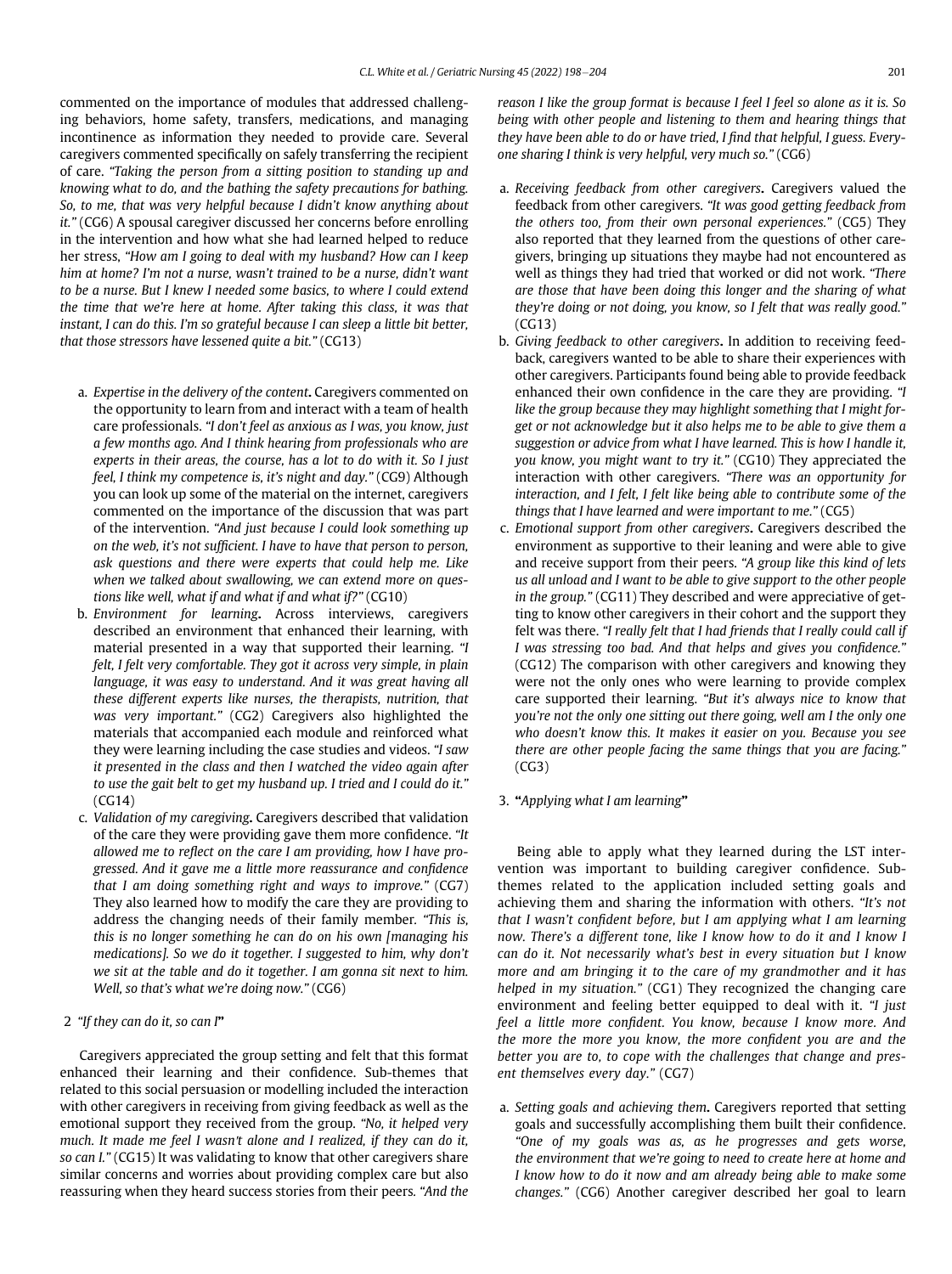commented on the importance of modules that addressed challenging behaviors, home safety, transfers, medications, and managing incontinence as information they needed to provide care. Several caregivers commented specifically on safely transferring the recipient of care. *"Taking the person from a sitting position to standing up and knowing what to do, and the bathing the safety precautions for bathing. So, to me, that was very helpful because I didn't know anything about it."* (CG6) A spousal caregiver discussed her concerns before enrolling in the intervention and how what she had learned helped to reduce her stress, *"How am I going to deal with my husband? How can I keep him at home? I'm not a nurse, wasn't trained to be a nurse, didn't want to be a nurse. But I knew I needed some basics, to where I could extend the time that we're here at home. After taking this class, it was that instant, I can do this. I'm so grateful because I can sleep a little bit better, that those stressors have lessened quite a bit."* (CG13)

a. *Expertise in the delivery of the content***.** Caregivers commented on the opportunity to learn from and interact with a team of health care professionals. *"I don't feel as anxious as I was, you know, just a few months ago. And I think hearing from professionals who are experts in their areas, the course, has a lot to do with it. So I just feel, I think my competence is, it's night and day."* (CG9) Although you can look up some of the material on the internet, caregivers commented on the importance of the discussion that was part of the intervention. *"And just because I could look something up on the web, it's not sufficient. I have to have that person to person, ask questions and there were experts that could help me. Like when we talked about swallowing, we can extend more on questions like well, what if and what if and what if?"* (CG10)
b. *Environment for learning***.** Across interviews, caregivers described an environment that enhanced their learning, with material presented in a way that supported their learning. *"I felt, I felt very comfortable. They got it across very simple, in plain language, it was easy to understand. And it was great having all these different experts like nurses, the therapists, nutrition, that was very important."* (CG2) Caregivers also highlighted the materials that accompanied each module and reinforced what they were learning including the case studies and videos. *"I saw it presented in the class and then I watched the video again after to use the gait belt to get my husband up. I tried and I could do it."* (CG14)
c. *Validation of my caregiving***.** Caregivers described that validation of the care they were providing gave them more confidence. *"It allowed me to reflect on the care I am providing, how I have progressed. And it gave me a little more reassurance and confidence that I am doing something right and ways to improve."* (CG7) They also learned how to modify the care they are providing to address the changing needs of their family member. *"This is, this is no longer something he can do on his own [managing his medications]. So we do it together. I suggested to him, why don't we sit at the table and do it together. I am gonna sit next to him. Well, so that's what we're doing now."* (CG6)

2 *"If they can do it, so can I***"**

Caregivers appreciated the group setting and felt that this format enhanced their learning and their confidence. Sub-themes that related to this social persuasion or modelling included the interaction with other caregivers in receiving from giving feedback as well as the emotional support they received from the group. *"No, it helped very much. It made me feel I wasn't alone and I realized, if they can do it, so can I."* (CG15) It was validating to know that other caregivers share similar concerns and worries about providing complex care but also reassuring when they heard success stories from their peers. *"And the reason I like the group format is because I feel I feel so alone as it is. So being with other people and listening to them and hearing things that they have been able to do or have tried, I find that helpful, I guess. Everyone sharing I think is very helpful, very much so."* (CG6)

a. *Receiving feedback from other caregivers***.** Caregivers valued the feedback from other caregivers. *"It was good getting feedback from the others too, from their own personal experiences."* (CG5) They also reported that they learned from the questions of other caregivers, bringing up situations they maybe had not encountered as well as things they had tried that worked or did not work. *"There are those that have been doing this longer and the sharing of what they're doing or not doing, you know, so I felt that was really good."* (CG13)
b. *Giving feedback to other caregivers***.** In addition to receiving feedback, caregivers wanted to be able to share their experiences with other caregivers. Participants found being able to provide feedback enhanced their own confidence in the care they are providing. *"I like the group because they may highlight something that I might forget or not acknowledge but it also helps me to be able to give them a suggestion or advice from what I have learned. This is how I handle it, you know, you might want to try it."* (CG10) They appreciated the interaction with other caregivers. *"There was an opportunity for interaction, and I felt, I felt like being able to contribute some of the things that I have learned and were important to me."* (CG5)
c. *Emotional support from other caregivers***.** Caregivers described the environment as supportive to their leaning and were able to give and receive support from their peers. *"A group like this kind of lets us all unload and I want to be able to give support to the other people in the group."* (CG11) They described and were appreciative of getting to know other caregivers in their cohort and the support they felt was there. *"I really felt that I had friends that I really could call if I was stressing too bad. And that helps and gives you confidence."* (CG12) The comparison with other caregivers and knowing they were not the only ones who were learning to provide complex care supported their learning. *"But it's always nice to know that you're not the only one sitting out there going, well am I the only one who doesn't know this. It makes it easier on you. Because you see there are other people facing the same things that you are facing."* (CG3)

3. **"***Applying what I am learning***"**

Being able to apply what they learned during the LST intervention was important to building caregiver confidence. Subthemes related to the application included setting goals and achieving them and sharing the information with others. *"It's not that I wasn't confident before, but I am applying what I am learning now. There's a different tone, like I know how to do it and I know I can do it. Not necessarily what's best in every situation but I know more and am bringing it to the care of my grandmother and it has helped in my situation."* (CG1) They recognized the changing care environment and feeling better equipped to deal with it. *"I just feel a little more confident. You know, because I know more. And the more the more you know, the more confident you are and the better you are to, to cope with the challenges that change and present themselves every day."* (CG7)

a. *Setting goals and achieving them***.** Caregivers reported that setting goals and successfully accomplishing them built their confidence. *"One of my goals was as, as he progresses and gets worse, the environment that we're going to need to create here at home and I know how to do it now and am already being able to make some changes."* (CG6) Another caregiver described her goal to learn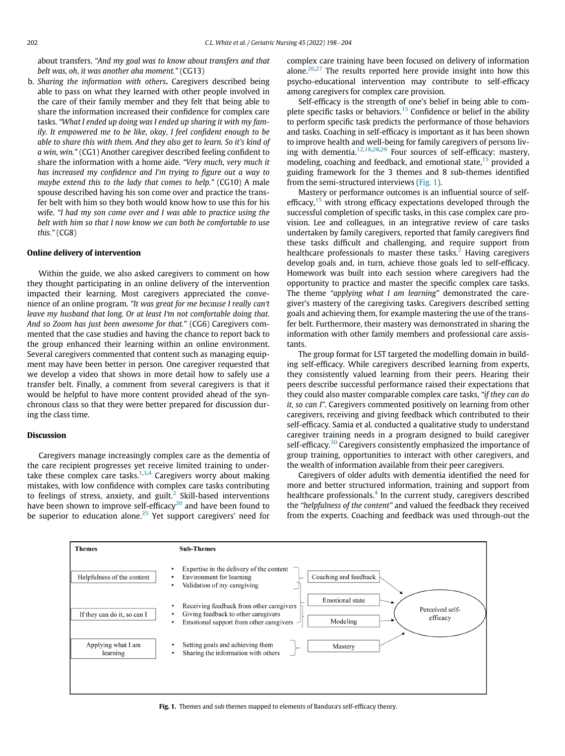about transfers. *"And my goal was to know about transfers and that belt was, oh, it was another aha moment."* (CG13)

b. *Sharing the information with others*. Caregivers described being able to pass on what they learned with other people involved in the care of their family member and they felt that being able to share the information increased their confidence for complex care tasks. *"What I ended up doing was I ended up sharing it with my family. It empowered me to be like, okay, I feel confident enough to be able to share this with them. And they also get to learn. So it's kind of a win, win."* (CG1) Another caregiver described feeling confident to share the information with a home aide. *"Very much, very much it has increased my confidence and I'm trying to figure out a way to maybe extend this to the lady that comes to help."* (CG10) A male spouse described having his son come over and practice the transfer belt with him so they both would know how to use this for his wife. *"I had my son come over and I was able to practice using the belt with him so that I now know we can both be comfortable to use this."* (CG8)

### Online delivery of intervention

Within the guide, we also asked caregivers to comment on how they thought participating in an online delivery of the intervention impacted their learning. Most caregivers appreciated the convenience of an online program. *"It was great for me because I really can't leave my husband that long. Or at least I'm not comfortable doing that. And so Zoom has just been awesome for that."* (CG6) Caregivers commented that the case studies and having the chance to report back to the group enhanced their learning within an online environment. Several caregivers commented that content such as managing equipment may have been better in person. One caregiver requested that we develop a video that shows in more detail how to safely use a transfer belt. Finally, a comment from several caregivers is that it would be helpful to have more content provided ahead of the synchronous class so that they were better prepared for discussion during the class time.

## Discussion

Caregivers manage increasingly complex care as the dementia of the care recipient progresses yet receive limited training to undertake these complex care tasks.[1,3,4] Caregivers worry about making mistakes, with low confidence with complex care tasks contributing to feelings of stress, anxiety, and guilt.[2] Skill-based interventions have been shown to improve self-efficacy[20] and have been found to be superior to education alone.[25] Yet support caregivers' need for complex care training have been focused on delivery of information alone.[26,27] The results reported here provide insight into how this psycho-educational intervention may contribute to self-efficacy among caregivers for complex care provision.

Self-efficacy is the strength of one's belief in being able to complete specific tasks or behaviors.[15] Confidence or belief in the ability to perform specific task predicts the performance of those behaviors and tasks. Coaching in self-efficacy is important as it has been shown to improve health and well-being for family caregivers of persons living with dementia.[12,18,28,29] Four sources of self-efficacy: mastery, modeling, coaching and feedback, and emotional state,[15] provided a guiding framework for the 3 themes and 8 sub-themes identified from the semi-structured interviews (Fig. 1).

Mastery or performance outcomes is an influential source of self-efficacy,[15] with strong efficacy expectations developed through the successful completion of specific tasks, in this case complex care provision. Lee and colleagues, in an integrative review of care tasks undertaken by family caregivers, reported that family caregivers find these tasks difficult and challenging, and require support from healthcare professionals to master these tasks.[2] Having caregivers develop goals and, in turn, achieve those goals led to self-efficacy. Homework was built into each session where caregivers had the opportunity to practice and master the specific complex care tasks. The theme *"applying what I am learning"* demonstrated the caregiver's mastery of the caregiving tasks. Caregivers described setting goals and achieving them, for example mastering the use of the transfer belt. Furthermore, their mastery was demonstrated in sharing the information with other family members and professional care assistants.

The group format for LST targeted the modelling domain in building self-efficacy. While caregivers described learning from experts, they consistently valued learning from their peers. Hearing their peers describe successful performance raised their expectations that they could also master comparable complex care tasks, *"if they can do it, so can I"*. Caregivers commented positively on learning from other caregivers, receiving and giving feedback which contributed to their self-efficacy. Samia et al. conducted a qualitative study to understand caregiver training needs in a program designed to build caregiver self-efficacy.[30] Caregivers consistently emphasized the importance of group training, opportunities to interact with other caregivers, and the wealth of information available from their peer caregivers.

Caregivers of older adults with dementia identified the need for more and better structured information, training and support from healthcare professionals.[4] In the current study, caregivers described the *"helpfulness of the content"* and valued the feedback they received from the experts. Coaching and feedback was used through-out the

| Themes | Sub-Themes | Bandura's self-efficacy elements |
|---|---|---|
| Helpfulness of the content | • Expertise in the delivery of the content<br>• Environment for learning<br>• Validation of my caregiving | Coaching and feedback → Perceived self-efficacy |
| If they can do it, so can I | • Receiving feedback from other caregivers<br>• Giving feedback to other caregivers<br>• Emotional support from other caregivers | Emotional state; Modeling → Perceived self-efficacy |
| Applying what I am learning | • Setting goals and achieving them<br>• Sharing the information with others | Mastery → Perceived self-efficacy |

**Fig. 1.** Themes and sub themes mapped to elements of Bandura's self-efficacy theory.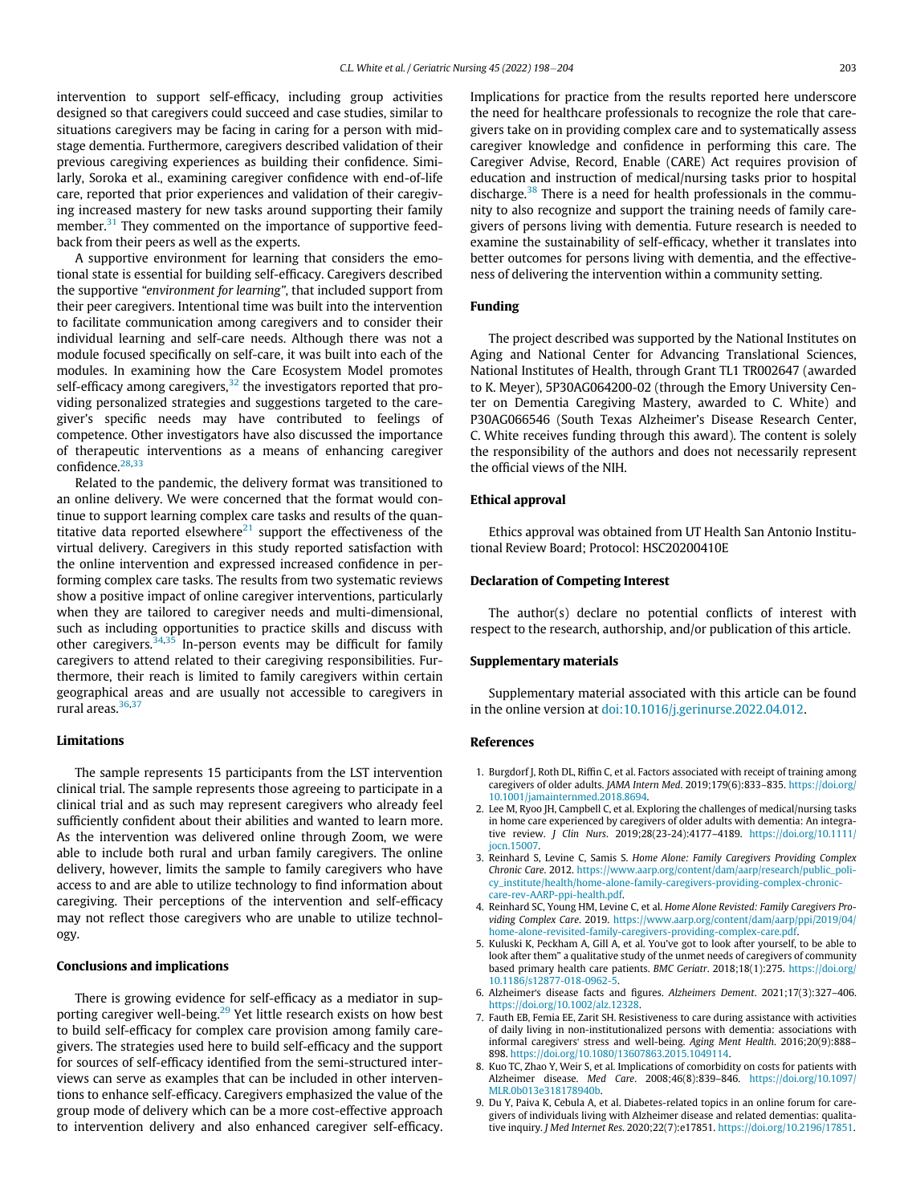intervention to support self-efficacy, including group activities designed so that caregivers could succeed and case studies, similar to situations caregivers may be facing in caring for a person with mid-stage dementia. Furthermore, caregivers described validation of their previous caregiving experiences as building their confidence. Similarly, Soroka et al., examining caregiver confidence with end-of-life care, reported that prior experiences and validation of their caregiving increased mastery for new tasks around supporting their family member.[31] They commented on the importance of supportive feedback from their peers as well as the experts.

A supportive environment for learning that considers the emotional state is essential for building self-efficacy. Caregivers described the supportive "*environment for learning*", that included support from their peer caregivers. Intentional time was built into the intervention to facilitate communication among caregivers and to consider their individual learning and self-care needs. Although there was not a module focused specifically on self-care, it was built into each of the modules. In examining how the Care Ecosystem Model promotes self-efficacy among caregivers,[32] the investigators reported that providing personalized strategies and suggestions targeted to the caregiver's specific needs may have contributed to feelings of competence. Other investigators have also discussed the importance of therapeutic interventions as a means of enhancing caregiver confidence.[28,33]

Related to the pandemic, the delivery format was transitioned to an online delivery. We were concerned that the format would continue to support learning complex care tasks and results of the quantitative data reported elsewhere[21] support the effectiveness of the virtual delivery. Caregivers in this study reported satisfaction with the online intervention and expressed increased confidence in performing complex care tasks. The results from two systematic reviews show a positive impact of online caregiver interventions, particularly when they are tailored to caregiver needs and multi-dimensional, such as including opportunities to practice skills and discuss with other caregivers.[34,35] In-person events may be difficult for family caregivers to attend related to their caregiving responsibilities. Furthermore, their reach is limited to family caregivers within certain geographical areas and are usually not accessible to caregivers in rural areas.[36,37]

### Limitations

The sample represents 15 participants from the LST intervention clinical trial. The sample represents those agreeing to participate in a clinical trial and as such may represent caregivers who already feel sufficiently confident about their abilities and wanted to learn more. As the intervention was delivered online through Zoom, we were able to include both rural and urban family caregivers. The online delivery, however, limits the sample to family caregivers who have access to and are able to utilize technology to find information about caregiving. Their perceptions of the intervention and self-efficacy may not reflect those caregivers who are unable to utilize technology.

### Conclusions and implications

There is growing evidence for self-efficacy as a mediator in supporting caregiver well-being.[29] Yet little research exists on how best to build self-efficacy for complex care provision among family caregivers. The strategies used here to build self-efficacy and the support for sources of self-efficacy identified from the semi-structured interviews can serve as examples that can be included in other interventions to enhance self-efficacy. Caregivers emphasized the value of the group mode of delivery which can be a more cost-effective approach to intervention delivery and also enhanced caregiver self-efficacy. Implications for practice from the results reported here underscore the need for healthcare professionals to recognize the role that caregivers take on in providing complex care and to systematically assess caregiver knowledge and confidence in performing this care. The Caregiver Advise, Record, Enable (CARE) Act requires provision of education and instruction of medical/nursing tasks prior to hospital discharge.[38] There is a need for health professionals in the community to also recognize and support the training needs of family caregivers of persons living with dementia. Future research is needed to examine the sustainability of self-efficacy, whether it translates into better outcomes for persons living with dementia, and the effectiveness of delivering the intervention within a community setting.

### Funding

The project described was supported by the National Institutes on Aging and National Center for Advancing Translational Sciences, National Institutes of Health, through Grant TL1 TR002647 (awarded to K. Meyer), 5P30AG064200-02 (through the Emory University Center on Dementia Caregiving Mastery, awarded to C. White) and P30AG066546 (South Texas Alzheimer's Disease Research Center, C. White receives funding through this award). The content is solely the responsibility of the authors and does not necessarily represent the official views of the NIH.

### Ethical approval

Ethics approval was obtained from UT Health San Antonio Institutional Review Board; Protocol: HSC20200410E

### Declaration of Competing Interest

The author(s) declare no potential conflicts of interest with respect to the research, authorship, and/or publication of this article.

### Supplementary materials

Supplementary material associated with this article can be found in the online version at doi:10.1016/j.gerinurse.2022.04.012.

### References

1. Burgdorf J, Roth DL, Riffin C, et al. Factors associated with receipt of training among caregivers of older adults. *JAMA Intern Med*. 2019;179(6):833–835. https://doi.org/10.1001/jamainternmed.2018.8694.
2. Lee M, Ryoo JH, Campbell C, et al. Exploring the challenges of medical/nursing tasks in home care experienced by caregivers of older adults with dementia: An integrative review. *J Clin Nurs*. 2019;28(23-24):4177–4189. https://doi.org/10.1111/jocn.15007.
3. Reinhard S, Levine C, Samis S. *Home Alone: Family Caregivers Providing Complex Chronic Care*. 2012. https://www.aarp.org/content/dam/aarp/research/public_policy_institute/health/home-alone-family-caregivers-providing-complex-chronic-care-rev-AARP-ppi-health.pdf.
4. Reinhard SC, Young HM, Levine C, et al. *Home Alone Revisited: Family Caregivers Providing Complex Care*. 2019. https://www.aarp.org/content/dam/aarp/ppi/2019/04/home-alone-revisited-family-caregivers-providing-complex-care.pdf.
5. Kuluski K, Peckham A, Gill A, et al. You've got to look after yourself, to be able to look after them" a qualitative study of the unmet needs of caregivers of community based primary health care patients. *BMC Geriatr*. 2018;18(1):275. https://doi.org/10.1186/s12877-018-0962-5.
6. Alzheimer's disease facts and figures. *Alzheimers Dement*. 2021;17(3):327–406. https://doi.org/10.1002/alz.12328.
7. Fauth EB, Femia EE, Zarit SH. Resistiveness to care during assistance with activities of daily living in non-institutionalized persons with dementia: associations with informal caregivers' stress and well-being. *Aging Ment Health*. 2016;20(9):888–898. https://doi.org/10.1080/13607863.2015.1049114.
8. Kuo TC, Zhao Y, Weir S, et al. Implications of comorbidity on costs for patients with Alzheimer disease. *Med Care*. 2008;46(8):839–846. https://doi.org/10.1097/MLR.0b013e318178940b.
9. Du Y, Paiva K, Cebula A, et al. Diabetes-related topics in an online forum for caregivers of individuals living with Alzheimer disease and related dementias: qualitative inquiry. *J Med Internet Res*. 2020;22(7):e17851. https://doi.org/10.2196/17851.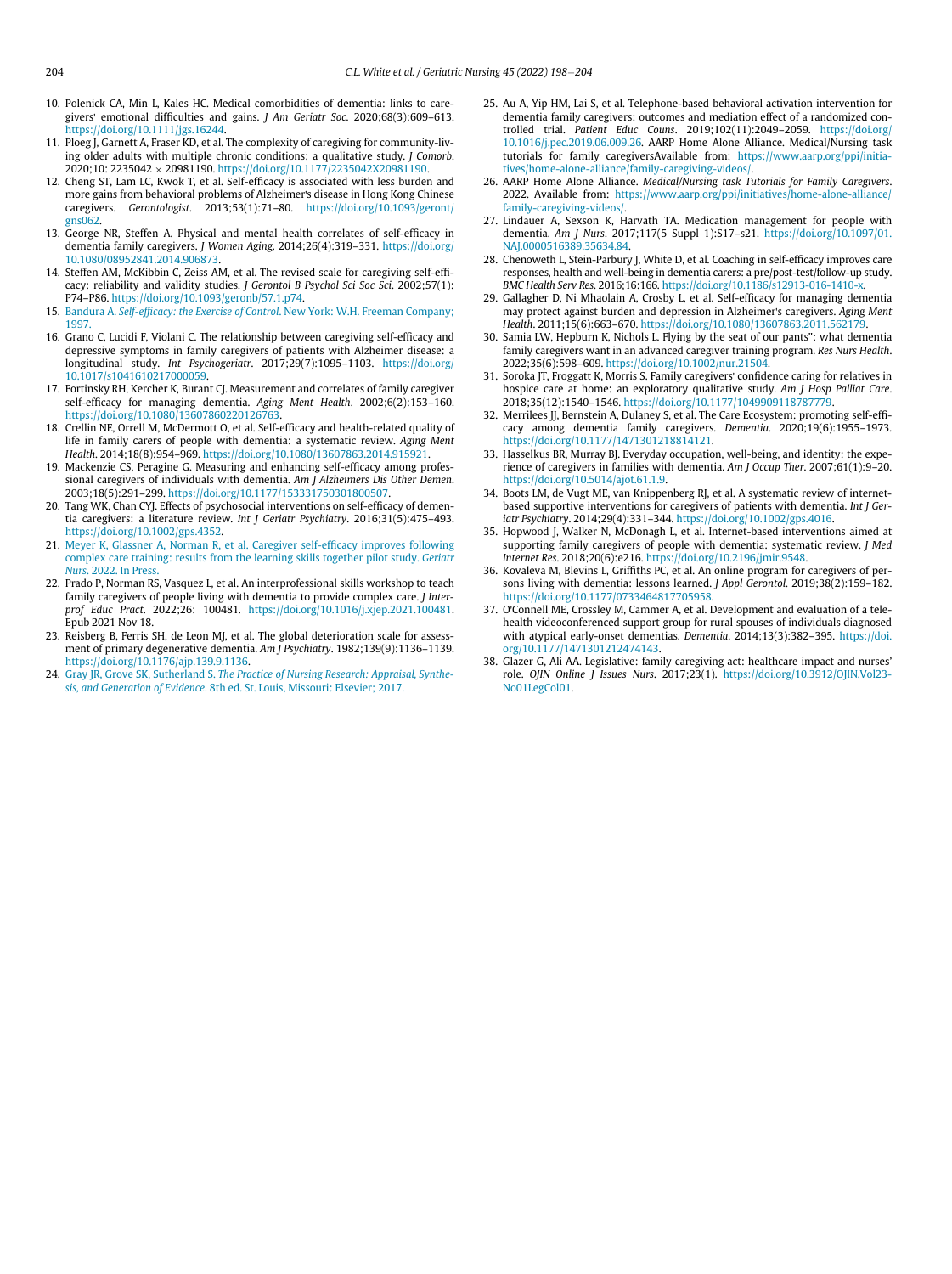10. Polenick CA, Min L, Kales HC. Medical comorbidities of dementia: links to caregivers' emotional difficulties and gains. *J Am Geriatr Soc*. 2020;68(3):609–613. https://doi.org/10.1111/jgs.16244.
11. Ploeg J, Garnett A, Fraser KD, et al. The complexity of caregiving for community-living older adults with multiple chronic conditions: a qualitative study. *J Comorb*. 2020;10: 2235042 × 20981190. https://doi.org/10.1177/2235042X20981190.
12. Cheng ST, Lam LC, Kwok T, et al. Self-efficacy is associated with less burden and more gains from behavioral problems of Alzheimer's disease in Hong Kong Chinese caregivers. *Gerontologist*. 2013;53(1):71–80. https://doi.org/10.1093/geront/gns062.
13. George NR, Steffen A. Physical and mental health correlates of self-efficacy in dementia family caregivers. *J Women Aging*. 2014;26(4):319–331. https://doi.org/10.1080/08952841.2014.906873.
14. Steffen AM, McKibbin C, Zeiss AM, et al. The revised scale for caregiving self-efficacy: reliability and validity studies. *J Gerontol B Psychol Sci Soc Sci*. 2002;57(1): P74–P86. https://doi.org/10.1093/geronb/57.1.p74.
15. Bandura A. *Self-efficacy: the Exercise of Control*. New York: W.H. Freeman Company; 1997.
16. Grano C, Lucidi F, Violani C. The relationship between caregiving self-efficacy and depressive symptoms in family caregivers of patients with Alzheimer disease: a longitudinal study. *Int Psychogeriatr*. 2017;29(7):1095–1103. https://doi.org/10.1017/s1041610217000059.
17. Fortinsky RH, Kercher K, Burant CJ. Measurement and correlates of family caregiver self-efficacy for managing dementia. *Aging Ment Health*. 2002;6(2):153–160. https://doi.org/10.1080/13607860220126763.
18. Crellin NE, Orrell M, McDermott O, et al. Self-efficacy and health-related quality of life in family carers of people with dementia: a systematic review. *Aging Ment Health*. 2014;18(8):954–969. https://doi.org/10.1080/13607863.2014.915921.
19. Mackenzie CS, Peragine G. Measuring and enhancing self-efficacy among professional caregivers of individuals with dementia. *Am J Alzheimers Dis Other Demen*. 2003;18(5):291–299. https://doi.org/10.1177/153331750301800507.
20. Tang WK, Chan CYJ. Effects of psychosocial interventions on self-efficacy of dementia caregivers: a literature review. *Int J Geriatr Psychiatry*. 2016;31(5):475–493. https://doi.org/10.1002/gps.4352.
21. Meyer K, Glassner A, Norman R, et al. Caregiver self-efficacy improves following complex care training: results from the learning skills together pilot study. *Geriatr Nurs*. 2022. In Press.
22. Prado P, Norman RS, Vasquez L, et al. An interprofessional skills workshop to teach family caregivers of people living with dementia to provide complex care. *J Interprof Educ Pract*. 2022;26: 100481. https://doi.org/10.1016/j.xjep.2021.100481. Epub 2021 Nov 18.
23. Reisberg B, Ferris SH, de Leon MJ, et al. The global deterioration scale for assessment of primary degenerative dementia. *Am J Psychiatry*. 1982;139(9):1136–1139. https://doi.org/10.1176/ajp.139.9.1136.
24. Gray JR, Grove SK, Sutherland S. *The Practice of Nursing Research: Appraisal, Synthesis, and Generation of Evidence*. 8th ed. St. Louis, Missouri: Elsevier; 2017.
25. Au A, Yip HM, Lai S, et al. Telephone-based behavioral activation intervention for dementia family caregivers: outcomes and mediation effect of a randomized controlled trial. *Patient Educ Couns*. 2019;102(11):2049–2059. https://doi.org/10.1016/j.pec.2019.06.009.26. AARP Home Alone Alliance. Medical/Nursing task tutorials for family caregiversAvailable from; https://www.aarp.org/ppi/initiatives/home-alone-alliance/family-caregiving-videos/.
26. AARP Home Alone Alliance. *Medical/Nursing task Tutorials for Family Caregivers*. 2022. Available from: https://www.aarp.org/ppi/initiatives/home-alone-alliance/family-caregiving-videos/.
27. Lindauer A, Sexson K, Harvath TA. Medication management for people with dementia. *Am J Nurs*. 2017;117(5 Suppl 1):S17–s21. https://doi.org/10.1097/01.NAJ.0000516389.35634.84.
28. Chenoweth L, Stein-Parbury J, White D, et al. Coaching in self-efficacy improves care responses, health and well-being in dementia carers: a pre/post-test/follow-up study. *BMC Health Serv Res*. 2016;16:166. https://doi.org/10.1186/s12913-016-1410-x.
29. Gallagher D, Ni Mhaolain A, Crosby L, et al. Self-efficacy for managing dementia may protect against burden and depression in Alzheimer's caregivers. *Aging Ment Health*. 2011;15(6):663–670. https://doi.org/10.1080/13607863.2011.562179.
30. Samia LW, Hepburn K, Nichols L. Flying by the seat of our pants": what dementia family caregivers want in an advanced caregiver training program. *Res Nurs Health*. 2022;35(6):598–609. https://doi.org/10.1002/nur.21504.
31. Soroka JT, Froggatt K, Morris S. Family caregivers' confidence caring for relatives in hospice care at home: an exploratory qualitative study. *Am J Hosp Palliat Care*. 2018;35(12):1540–1546. https://doi.org/10.1177/1049909118787779.
32. Merrilees JJ, Bernstein A, Dulaney S, et al. The Care Ecosystem: promoting self-efficacy among dementia family caregivers. *Dementia*. 2020;19(6):1955–1973. https://doi.org/10.1177/1471301218814121.
33. Hasselkus BR, Murray BJ. Everyday occupation, well-being, and identity: the experience of caregivers in families with dementia. *Am J Occup Ther*. 2007;61(1):9–20. https://doi.org/10.5014/ajot.61.1.9.
34. Boots LM, de Vugt ME, van Knippenberg RJ, et al. A systematic review of internet-based supportive interventions for caregivers of patients with dementia. *Int J Geriatr Psychiatry*. 2014;29(4):331–344. https://doi.org/10.1002/gps.4016.
35. Hopwood J, Walker N, McDonagh L, et al. Internet-based interventions aimed at supporting family caregivers of people with dementia: systematic review. *J Med Internet Res*. 2018;20(6):e216. https://doi.org/10.2196/jmir.9548.
36. Kovaleva M, Blevins L, Griffiths PC, et al. An online program for caregivers of persons living with dementia: lessons learned. *J Appl Gerontol*. 2019;38(2):159–182. https://doi.org/10.1177/0733464817705958.
37. O'Connell ME, Crossley M, Cammer A, et al. Development and evaluation of a telehealth videoconferenced support group for rural spouses of individuals diagnosed with atypical early-onset dementias. *Dementia*. 2014;13(3):382–395. https://doi.org/10.1177/1471301212474143.
38. Glazer G, Ali AA. Legislative: family caregiving act: healthcare impact and nurses' role. *OJIN Online J Issues Nurs*. 2017;23(1). https://doi.org/10.3912/OJIN.Vol23-No01LegCol01.